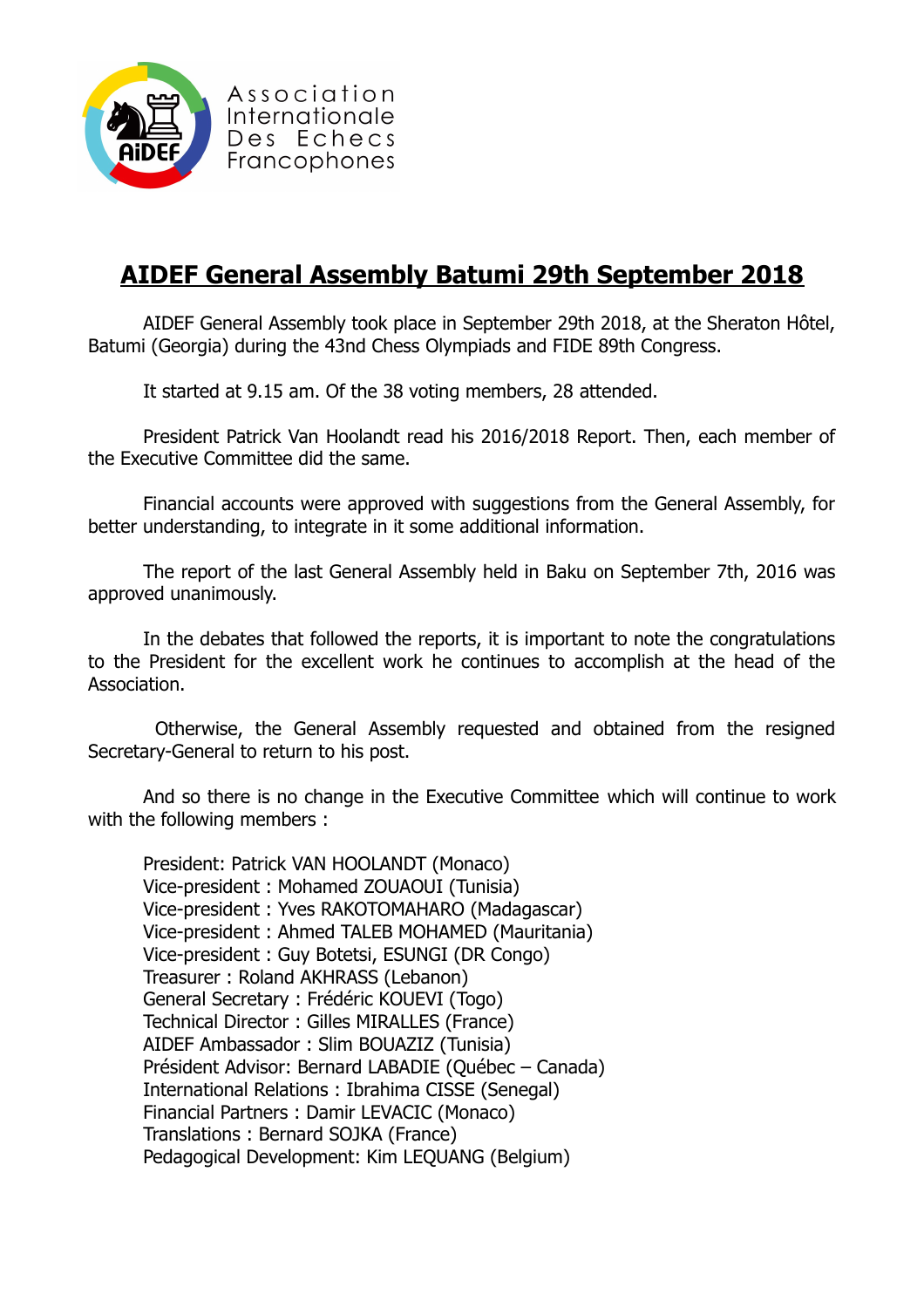Association Internationale Des Echecs Francophones

# AIDEF General Assembly Batumi 29th September 2018

AIDEF General Assembly took place in September 29th 2018, at the Sheraton Hôtel, Batumi (Georgia) during the 43nd Chess Olympiads and FIDE 89th Congress.

It started at 9.15 am. Of the 38 voting members, 28 attended.

President Patrick Van Hoolandt read his 2016/2018 Report. Then, each member of the Executive Committee did the same.

Financial accounts were approved with suggestions from the General Assembly, for better understanding, to integrate in it some additional information.

The report of the last General Assembly held in Baku on September 7th, 2016 was approved unanimously.

In the debates that followed the reports, it is important to note the congratulations to the President for the excellent work he continues to accomplish at the head of the Association.

Otherwise, the General Assembly requested and obtained from the resigned Secretary-General to return to his post.

And so there is no change in the Executive Committee which will continue to work with the following members :

President: Patrick VAN HOOLANDT (Monaco)
Vice-president : Mohamed ZOUAOUI (Tunisia)
Vice-president : Yves RAKOTOMAHARO (Madagascar)
Vice-president : Ahmed TALEB MOHAMED (Mauritania)
Vice-president : Guy Botetsi, ESUNGI (DR Congo)
Treasurer : Roland AKHRASS (Lebanon)
General Secretary : Frédéric KOUEVI (Togo)
Technical Director : Gilles MIRALLES (France)
AIDEF Ambassador : Slim BOUAZIZ (Tunisia)
Président Advisor: Bernard LABADIE (Québec – Canada)
International Relations : Ibrahima CISSE (Senegal)
Financial Partners : Damir LEVACIC (Monaco)
Translations : Bernard SOJKA (France)
Pedagogical Development: Kim LEQUANG (Belgium)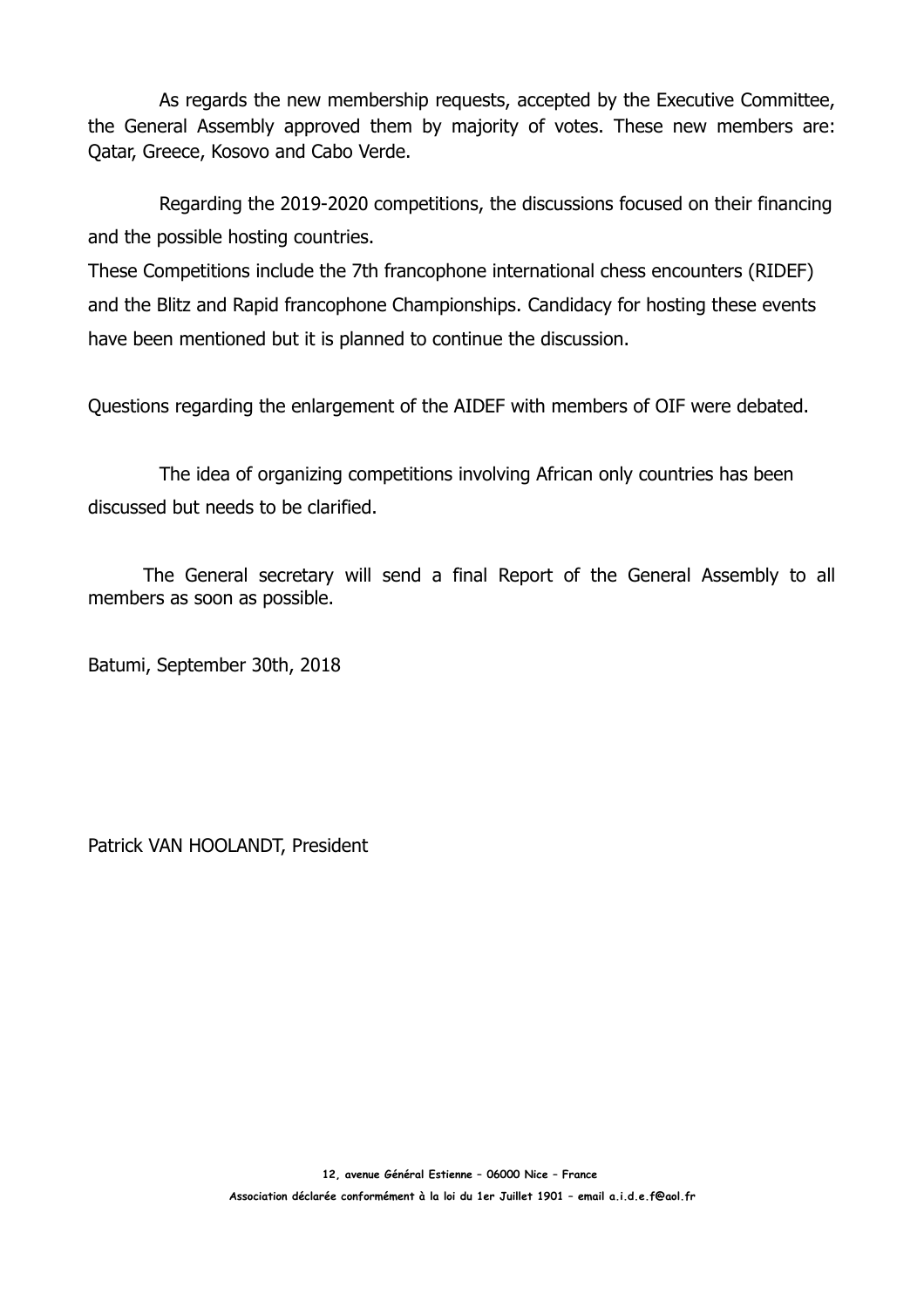As regards the new membership requests, accepted by the Executive Committee, the General Assembly approved them by majority of votes. These new members are: Qatar, Greece, Kosovo and Cabo Verde.

Regarding the 2019-2020 competitions, the discussions focused on their financing and the possible hosting countries.

These Competitions include the 7th francophone international chess encounters (RIDEF) and the Blitz and Rapid francophone Championships. Candidacy for hosting these events have been mentioned but it is planned to continue the discussion.

Questions regarding the enlargement of the AIDEF with members of OIF were debated.

The idea of organizing competitions involving African only countries has been discussed but needs to be clarified.

The General secretary will send a final Report of the General Assembly to all members as soon as possible.

Batumi, September 30th, 2018

Patrick VAN HOOLANDT, President